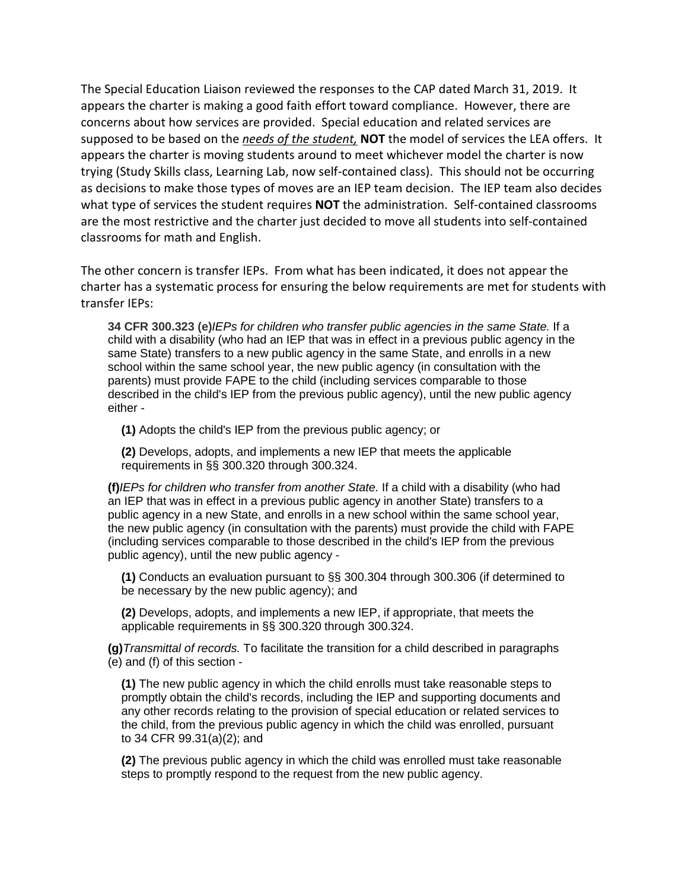The Special Education Liaison reviewed the responses to the CAP dated March 31, 2019. It appears the charter is making a good faith effort toward compliance. However, there are concerns about how services are provided. Special education and related services are supposed to be based on the <u>*needs of the student,*</u> **NOT** the model of services the LEA offers. It appears the charter is moving students around to meet whichever model the charter is now trying (Study Skills class, Learning Lab, now self-contained class). This should not be occurring as decisions to make those types of moves are an IEP team decision. The IEP team also decides what type of services the student requires **NOT** the administration. Self-contained classrooms are the most restrictive and the charter just decided to move all students into self-contained classrooms for math and English.

The other concern is transfer IEPs. From what has been indicated, it does not appear the charter has a systematic process for ensuring the below requirements are met for students with transfer IEPs:

> **34 CFR 300.323 (e)***IEPs for children who transfer public agencies in the same State.* If a child with a disability (who had an IEP that was in effect in a previous public agency in the same State) transfers to a new public agency in the same State, and enrolls in a new school within the same school year, the new public agency (in consultation with the parents) must provide FAPE to the child (including services comparable to those described in the child's IEP from the previous public agency), until the new public agency either -
>
> **(1)** Adopts the child's IEP from the previous public agency; or
>
> **(2)** Develops, adopts, and implements a new IEP that meets the applicable requirements in §§ 300.320 through 300.324.
>
> **(f)***IEPs for children who transfer from another State.* If a child with a disability (who had an IEP that was in effect in a previous public agency in another State) transfers to a public agency in a new State, and enrolls in a new school within the same school year, the new public agency (in consultation with the parents) must provide the child with FAPE (including services comparable to those described in the child's IEP from the previous public agency), until the new public agency -
>
> **(1)** Conducts an evaluation pursuant to §§ 300.304 through 300.306 (if determined to be necessary by the new public agency); and
>
> **(2)** Develops, adopts, and implements a new IEP, if appropriate, that meets the applicable requirements in §§ 300.320 through 300.324.
>
> **(g)***Transmittal of records.* To facilitate the transition for a child described in paragraphs (e) and (f) of this section -
>
> **(1)** The new public agency in which the child enrolls must take reasonable steps to promptly obtain the child's records, including the IEP and supporting documents and any other records relating to the provision of special education or related services to the child, from the previous public agency in which the child was enrolled, pursuant to 34 CFR 99.31(a)(2); and
>
> **(2)** The previous public agency in which the child was enrolled must take reasonable steps to promptly respond to the request from the new public agency.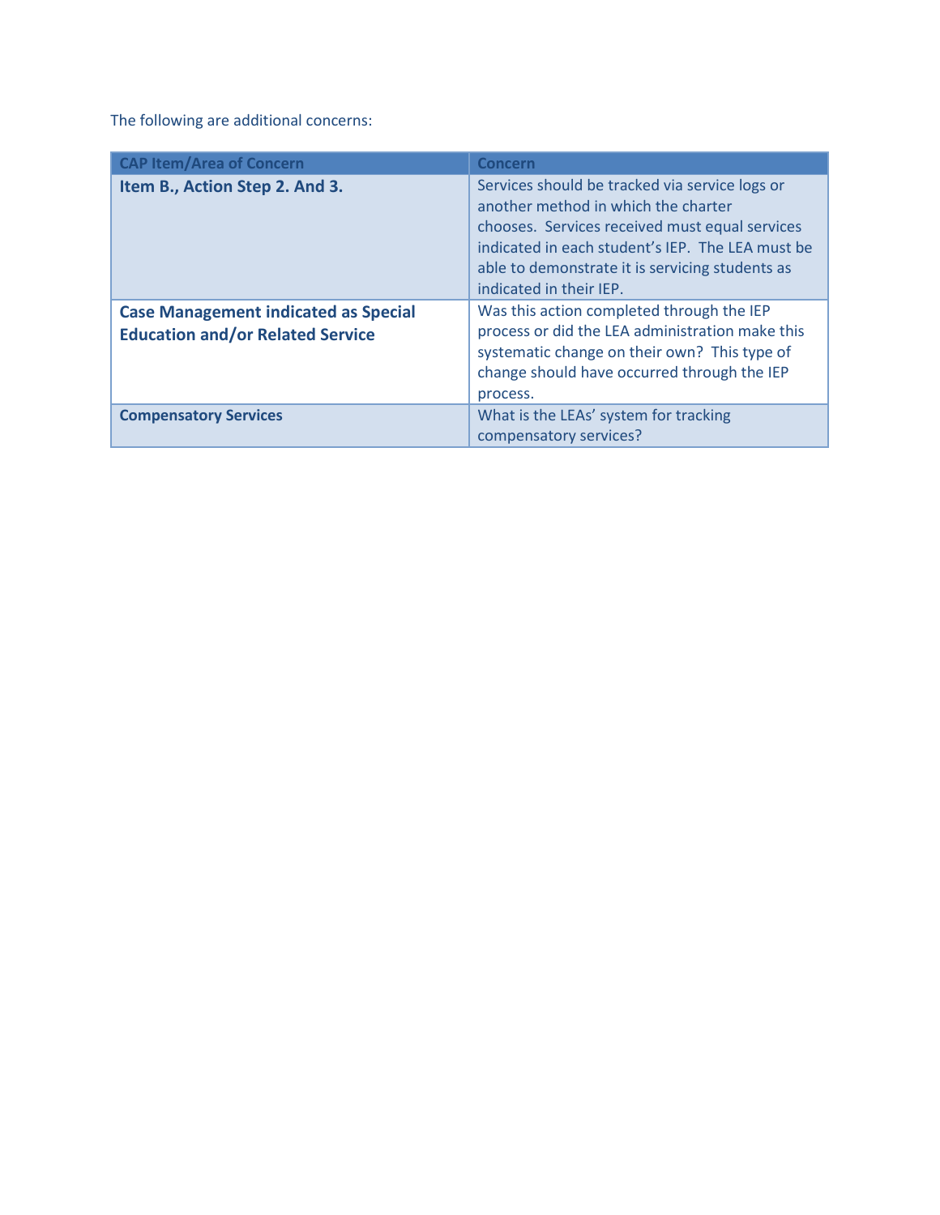The following are additional concerns:

| CAP Item/Area of Concern | Concern |
| --- | --- |
| **Item B., Action Step 2. And 3.** | Services should be tracked via service logs or another method in which the charter chooses. Services received must equal services indicated in each student's IEP. The LEA must be able to demonstrate it is servicing students as indicated in their IEP. |
| **Case Management indicated as Special Education and/or Related Service** | Was this action completed through the IEP process or did the LEA administration make this systematic change on their own? This type of change should have occurred through the IEP process. |
| **Compensatory Services** | What is the LEAs' system for tracking compensatory services? |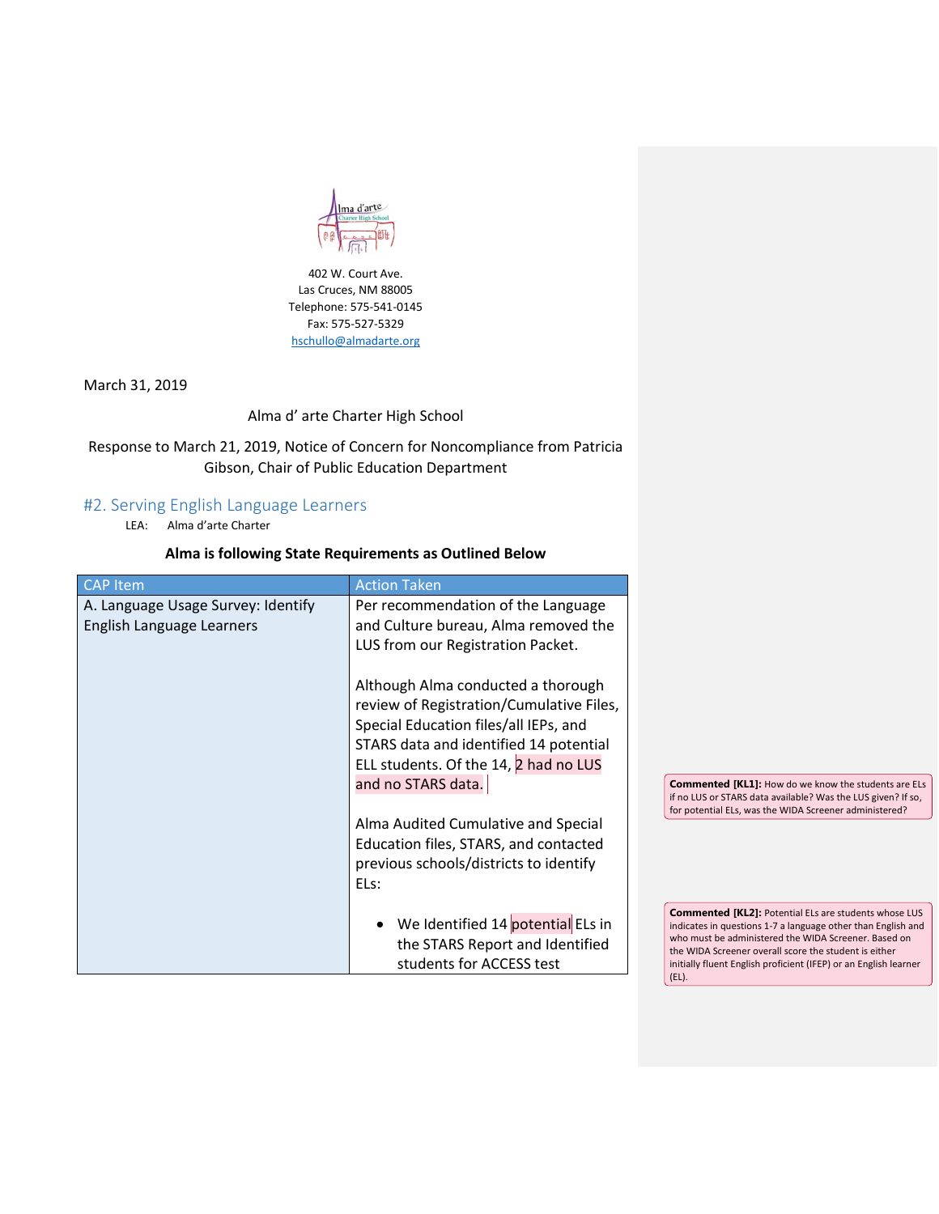402 W. Court Ave.
Las Cruces, NM 88005
Telephone: 575-541-0145
Fax: 575-527-5329
hschullo@almadarte.org

March 31, 2019

Alma d' arte Charter High School

Response to March 21, 2019, Notice of Concern for Noncompliance from Patricia Gibson, Chair of Public Education Department

## #2. Serving English Language Learners

LEA: Alma d'arte Charter

**Alma is following State Requirements as Outlined Below**

| CAP Item | Action Taken |
| --- | --- |
| A. Language Usage Survey: Identify English Language Learners | Per recommendation of the Language and Culture bureau, Alma removed the LUS from our Registration Packet.<br><br>Although Alma conducted a thorough review of Registration/Cumulative Files, Special Education files/all IEPs, and STARS data and identified 14 potential ELL students. Of the 14, 2 had no LUS and no STARS data.<br><br>Alma Audited Cumulative and Special Education files, STARS, and contacted previous schools/districts to identify ELs:<br><br>• We Identified 14 potential ELs in the STARS Report and Identified students for ACCESS test |

**Commented [KL1]:** How do we know the students are ELs if no LUS or STARS data available? Was the LUS given? If so, for potential ELs, was the WIDA Screener administered?

**Commented [KL2]:** Potential ELs are students whose LUS indicates in questions 1-7 a language other than English and who must be administered the WIDA Screener. Based on the WIDA Screener overall score the student is either initially fluent English proficient (IFEP) or an English learner (EL).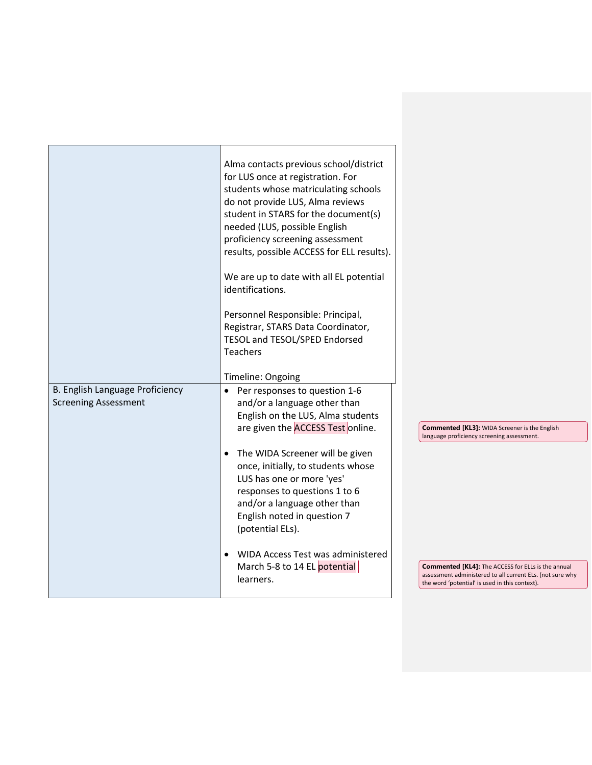| | |
|---|---|
| | Alma contacts previous school/district for LUS once at registration. For students whose matriculating schools do not provide LUS, Alma reviews student in STARS for the document(s) needed (LUS, possible English proficiency screening assessment results, possible ACCESS for ELL results).<br><br>We are up to date with all EL potential identifications.<br><br>Personnel Responsible: Principal, Registrar, STARS Data Coordinator, TESOL and TESOL/SPED Endorsed Teachers<br><br>Timeline: Ongoing |
| B. English Language Proficiency Screening Assessment | • Per responses to question 1-6 and/or a language other than English on the LUS, Alma students are given the ACCESS Test online.<br><br>• The WIDA Screener will be given once, initially, to students whose LUS has one or more 'yes' responses to questions 1 to 6 and/or a language other than English noted in question 7 (potential ELs).<br><br>• WIDA Access Test was administered March 5-8 to 14 EL potential learners. |

**Commented [KL3]:** WIDA Screener is the English language proficiency screening assessment.

**Commented [KL4]:** The ACCESS for ELLs is the annual assessment administered to all current ELs. (not sure why the word 'potential' is used in this context).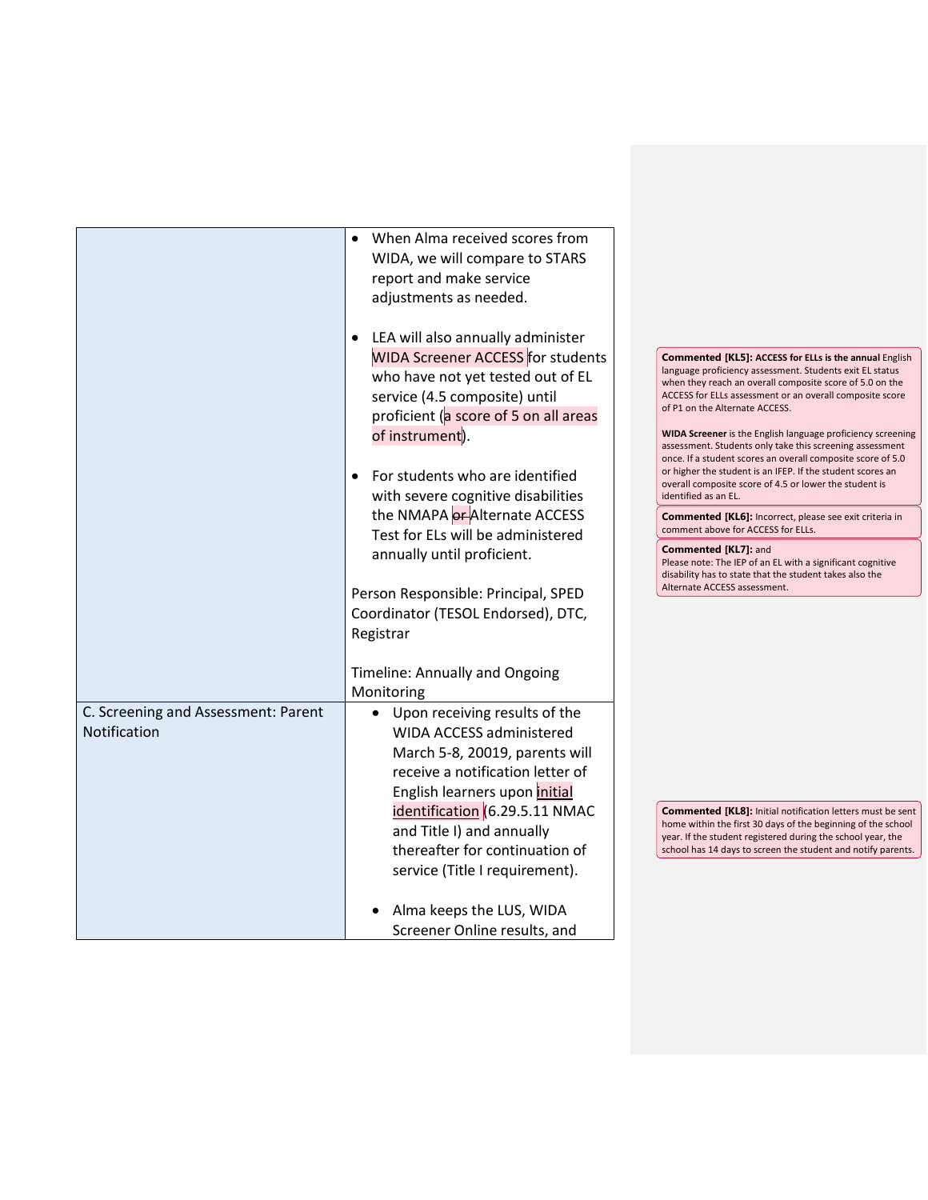| | |
|---|---|
| | • When Alma received scores from WIDA, we will compare to STARS report and make service adjustments as needed.<br><br>• LEA will also annually administer WIDA Screener ACCESS for students who have not yet tested out of EL service (4.5 composite) until proficient (a score of 5 on all areas of instrument).<br><br>• For students who are identified with severe cognitive disabilities the NMAPA ~~or~~ Alternate ACCESS Test for ELs will be administered annually until proficient.<br><br>Person Responsible: Principal, SPED Coordinator (TESOL Endorsed), DTC, Registrar<br><br>Timeline: Annually and Ongoing Monitoring |
| C. Screening and Assessment: Parent Notification | • Upon receiving results of the WIDA ACCESS administered March 5-8, 20019, parents will receive a notification letter of English learners upon initial identification (6.29.5.11 NMAC and Title I) and annually thereafter for continuation of service (Title I requirement).<br><br>• Alma keeps the LUS, WIDA Screener Online results, and |

**Commented [KL5]:** **ACCESS for ELLs is the annual** English language proficiency assessment. Students exit EL status when they reach an overall composite score of 5.0 on the ACCESS for ELLs assessment or an overall composite score of P1 on the Alternate ACCESS.

**WIDA Screener** is the English language proficiency screening assessment. Students only take this screening assessment once. If a student scores an overall composite score of 5.0 or higher the student is an IFEP. If the student scores an overall composite score of 4.5 or lower the student is identified as an EL.

**Commented [KL6]:** Incorrect, please see exit criteria in comment above for ACCESS for ELLs.

**Commented [KL7]:** and
Please note: The IEP of an EL with a significant cognitive disability has to state that the student takes also the Alternate ACCESS assessment.

**Commented [KL8]:** Initial notification letters must be sent home within the first 30 days of the beginning of the school year. If the student registered during the school year, the school has 14 days to screen the student and notify parents.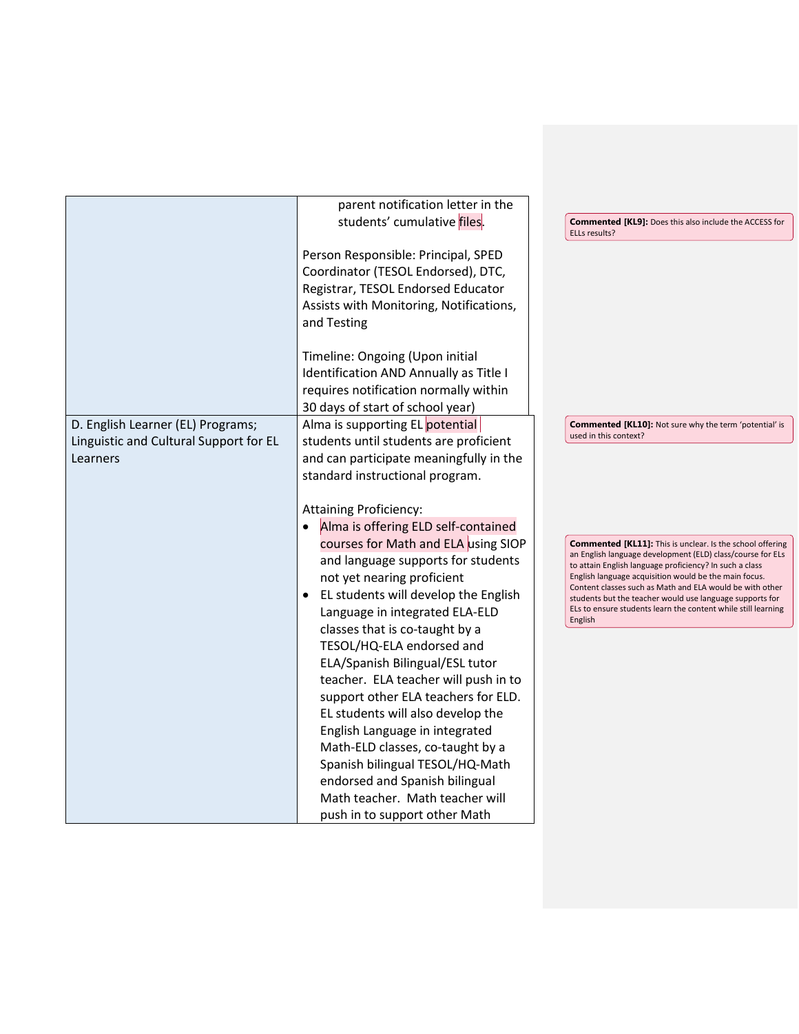| | |
|---|---|
| | parent notification letter in the students' cumulative files.<br><br>Person Responsible: Principal, SPED Coordinator (TESOL Endorsed), DTC, Registrar, TESOL Endorsed Educator Assists with Monitoring, Notifications, and Testing<br><br>Timeline: Ongoing (Upon initial Identification AND Annually as Title I requires notification normally within 30 days of start of school year) |
| D. English Learner (EL) Programs; Linguistic and Cultural Support for EL Learners | Alma is supporting EL potential students until students are proficient and can participate meaningfully in the standard instructional program.<br><br>Attaining Proficiency:<br>• Alma is offering ELD self-contained courses for Math and ELA using SIOP and language supports for students not yet nearing proficient<br>• EL students will develop the English Language in integrated ELA-ELD classes that is co-taught by a TESOL/HQ-ELA endorsed and ELA/Spanish Bilingual/ESL tutor teacher. ELA teacher will push in to support other ELA teachers for ELD. EL students will also develop the English Language in integrated Math-ELD classes, co-taught by a Spanish bilingual TESOL/HQ-Math endorsed and Spanish bilingual Math teacher. Math teacher will push in to support other Math |

**Commented [KL9]:** Does this also include the ACCESS for ELLs results?

**Commented [KL10]:** Not sure why the term 'potential' is used in this context?

**Commented [KL11]:** This is unclear. Is the school offering an English language development (ELD) class/course for ELs to attain English language proficiency? In such a class English language acquisition would be the main focus. Content classes such as Math and ELA would be with other students but the teacher would use language supports for ELs to ensure students learn the content while still learning English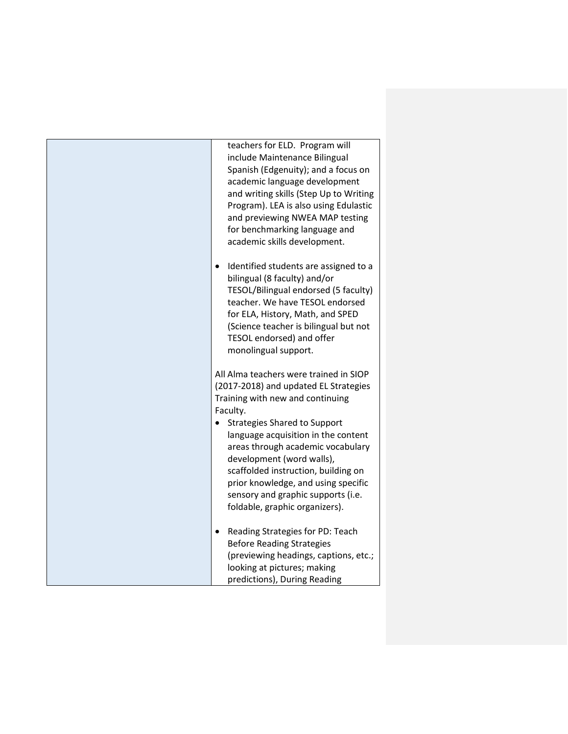| | |
|---|---|
| | teachers for ELD. Program will include Maintenance Bilingual Spanish (Edgenuity); and a focus on academic language development and writing skills (Step Up to Writing Program). LEA is also using Edulastic and previewing NWEA MAP testing for benchmarking language and academic skills development.<br><br>• Identified students are assigned to a bilingual (8 faculty) and/or TESOL/Bilingual endorsed (5 faculty) teacher. We have TESOL endorsed for ELA, History, Math, and SPED (Science teacher is bilingual but not TESOL endorsed) and offer monolingual support.<br><br>All Alma teachers were trained in SIOP (2017-2018) and updated EL Strategies Training with new and continuing Faculty.<br>• Strategies Shared to Support language acquisition in the content areas through academic vocabulary development (word walls), scaffolded instruction, building on prior knowledge, and using specific sensory and graphic supports (i.e. foldable, graphic organizers).<br><br>• Reading Strategies for PD: Teach Before Reading Strategies (previewing headings, captions, etc.; looking at pictures; making predictions), During Reading |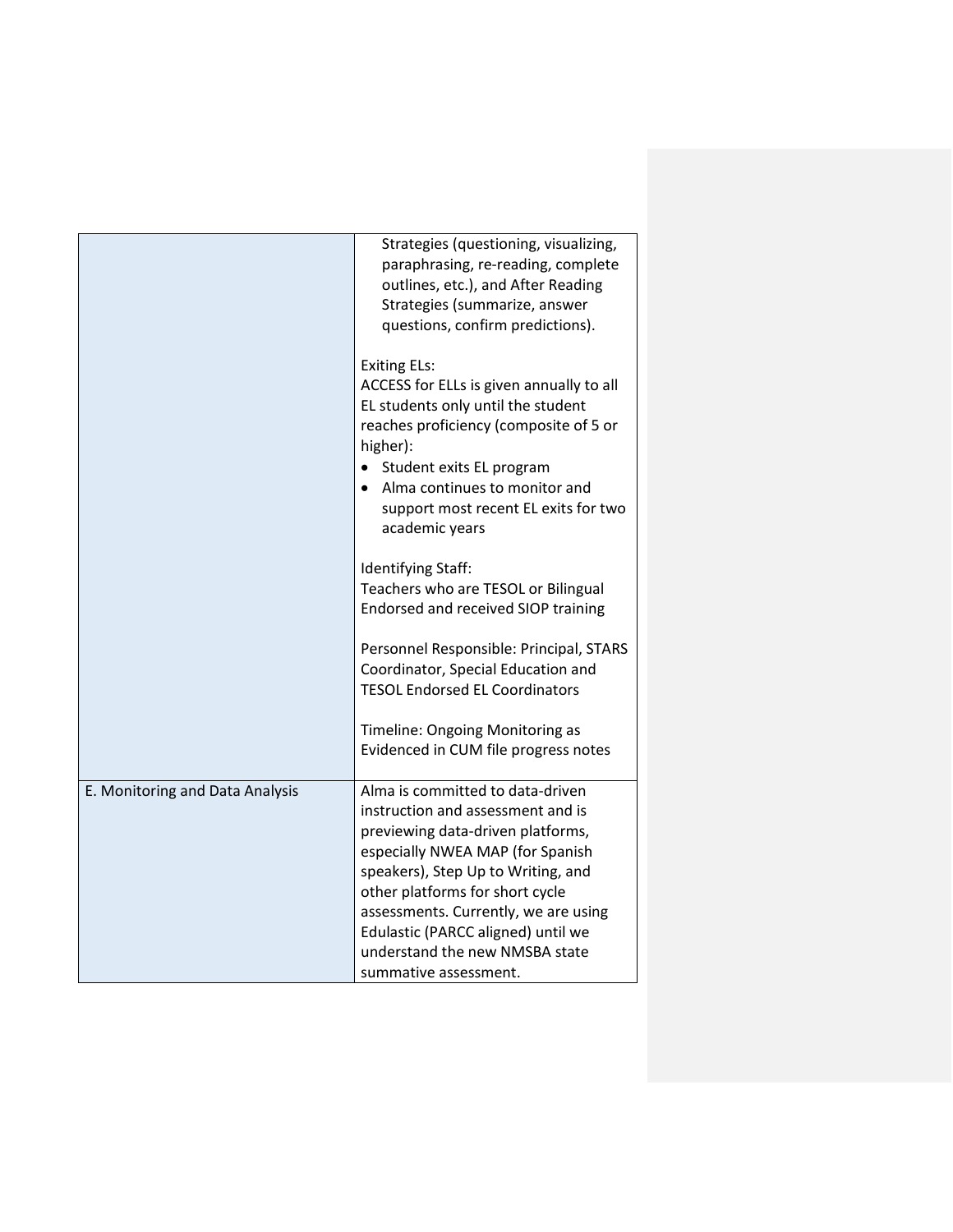| | |
|---|---|
| | Strategies (questioning, visualizing, paraphrasing, re-reading, complete outlines, etc.), and After Reading Strategies (summarize, answer questions, confirm predictions).<br><br>Exiting ELs:<br>ACCESS for ELLs is given annually to all EL students only until the student reaches proficiency (composite of 5 or higher):<br>• Student exits EL program<br>• Alma continues to monitor and support most recent EL exits for two academic years<br><br>Identifying Staff:<br>Teachers who are TESOL or Bilingual Endorsed and received SIOP training<br><br>Personnel Responsible: Principal, STARS Coordinator, Special Education and TESOL Endorsed EL Coordinators<br><br>Timeline: Ongoing Monitoring as Evidenced in CUM file progress notes |
| E. Monitoring and Data Analysis | Alma is committed to data-driven instruction and assessment and is previewing data-driven platforms, especially NWEA MAP (for Spanish speakers), Step Up to Writing, and other platforms for short cycle assessments. Currently, we are using Edulastic (PARCC aligned) until we understand the new NMSBA state summative assessment. |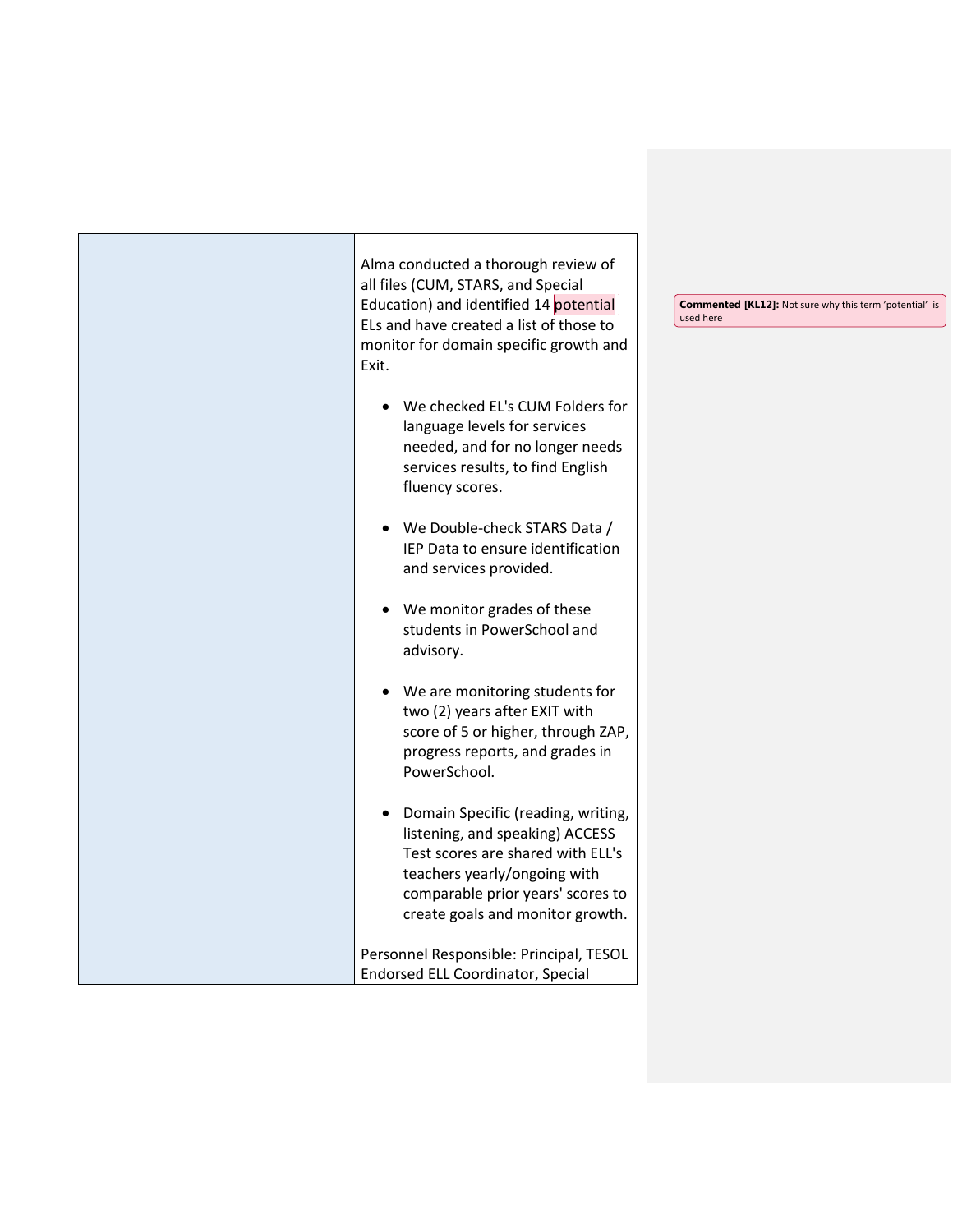| | Alma conducted a thorough review of all files (CUM, STARS, and Special Education) and identified 14 potential ELs and have created a list of those to monitor for domain specific growth and Exit.<br><br>• We checked EL's CUM Folders for language levels for services needed, and for no longer needs services results, to find English fluency scores.<br><br>• We Double-check STARS Data / IEP Data to ensure identification and services provided.<br><br>• We monitor grades of these students in PowerSchool and advisory.<br><br>• We are monitoring students for two (2) years after EXIT with score of 5 or higher, through ZAP, progress reports, and grades in PowerSchool.<br><br>• Domain Specific (reading, writing, listening, and speaking) ACCESS Test scores are shared with ELL's teachers yearly/ongoing with comparable prior years' scores to create goals and monitor growth.<br><br>Personnel Responsible: Principal, TESOL Endorsed ELL Coordinator, Special |
|---|---|

**Commented [KL12]:** Not sure why this term 'potential' is used here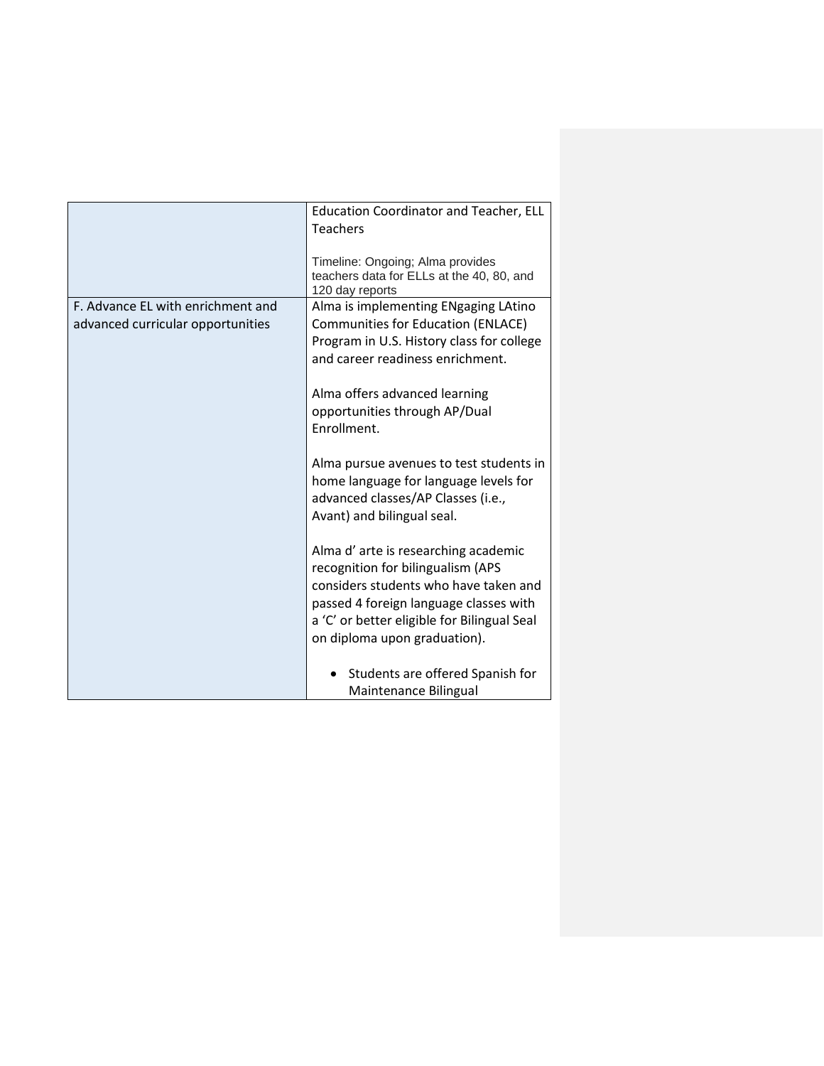| | |
|---|---|
| | Education Coordinator and Teacher, ELL Teachers<br><br>Timeline: Ongoing; Alma provides teachers data for ELLs at the 40, 80, and 120 day reports |
| F. Advance EL with enrichment and advanced curricular opportunities | Alma is implementing ENgaging LAtino Communities for Education (ENLACE) Program in U.S. History class for college and career readiness enrichment.<br><br>Alma offers advanced learning opportunities through AP/Dual Enrollment.<br><br>Alma pursue avenues to test students in home language for language levels for advanced classes/AP Classes (i.e., Avant) and bilingual seal.<br><br>Alma d' arte is researching academic recognition for bilingualism (APS considers students who have taken and passed 4 foreign language classes with a 'C' or better eligible for Bilingual Seal on diploma upon graduation).<br><br>• Students are offered Spanish for Maintenance Bilingual |